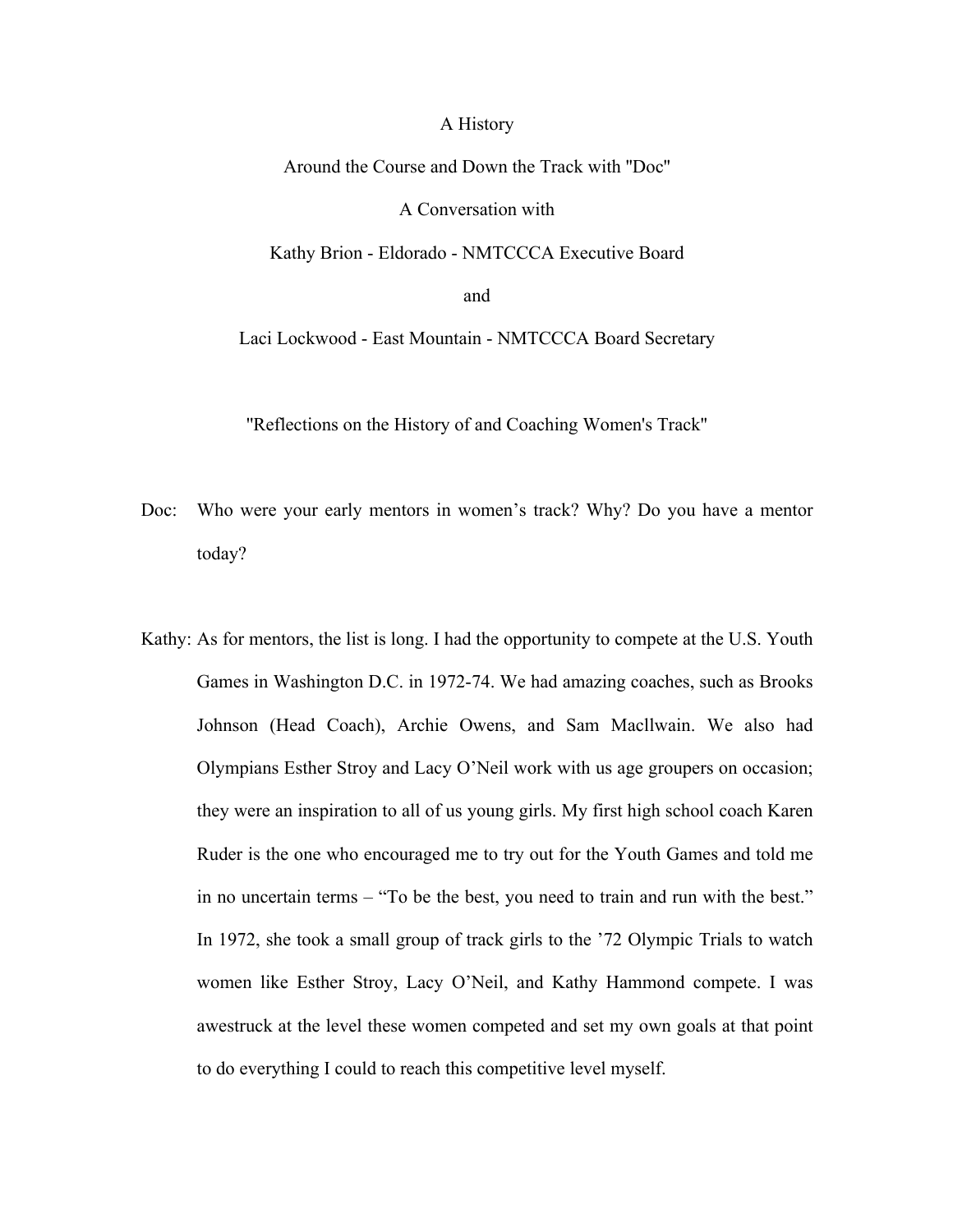A History

Around the Course and Down the Track with "Doc"

A Conversation with

Kathy Brion - Eldorado - NMTCCCA Executive Board

and

Laci Lockwood - East Mountain - NMTCCCA Board Secretary

"Reflections on the History of and Coaching Women's Track"

Doc: Who were your early mentors in women's track? Why? Do you have a mentor today?

Kathy: As for mentors, the list is long. I had the opportunity to compete at the U.S. Youth Games in Washington D.C. in 1972-74. We had amazing coaches, such as Brooks Johnson (Head Coach), Archie Owens, and Sam Macllwain. We also had Olympians Esther Stroy and Lacy O'Neil work with us age groupers on occasion; they were an inspiration to all of us young girls. My first high school coach Karen Ruder is the one who encouraged me to try out for the Youth Games and told me in no uncertain terms – "To be the best, you need to train and run with the best." In 1972, she took a small group of track girls to the '72 Olympic Trials to watch women like Esther Stroy, Lacy O'Neil, and Kathy Hammond compete. I was awestruck at the level these women competed and set my own goals at that point to do everything I could to reach this competitive level myself.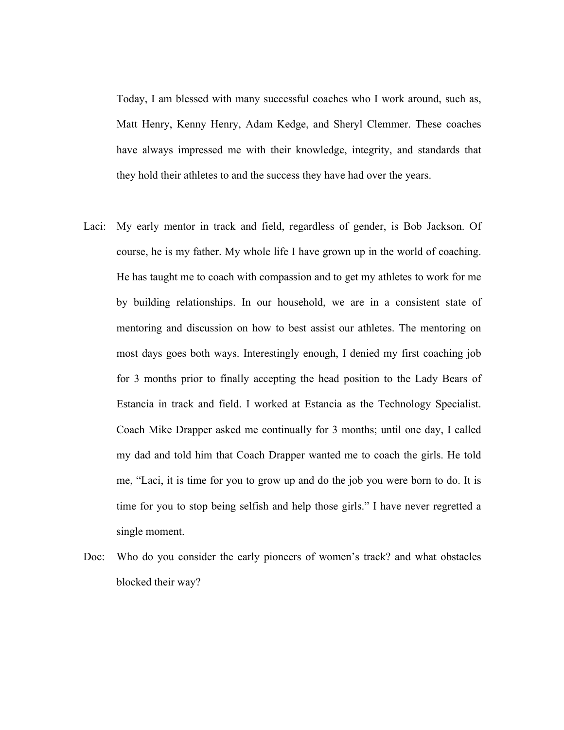Today, I am blessed with many successful coaches who I work around, such as, Matt Henry, Kenny Henry, Adam Kedge, and Sheryl Clemmer. These coaches have always impressed me with their knowledge, integrity, and standards that they hold their athletes to and the success they have had over the years.

Laci: My early mentor in track and field, regardless of gender, is Bob Jackson. Of course, he is my father. My whole life I have grown up in the world of coaching. He has taught me to coach with compassion and to get my athletes to work for me by building relationships. In our household, we are in a consistent state of mentoring and discussion on how to best assist our athletes. The mentoring on most days goes both ways. Interestingly enough, I denied my first coaching job for 3 months prior to finally accepting the head position to the Lady Bears of Estancia in track and field. I worked at Estancia as the Technology Specialist. Coach Mike Drapper asked me continually for 3 months; until one day, I called my dad and told him that Coach Drapper wanted me to coach the girls. He told me, "Laci, it is time for you to grow up and do the job you were born to do. It is time for you to stop being selfish and help those girls." I have never regretted a single moment.

Doc: Who do you consider the early pioneers of women's track? and what obstacles blocked their way?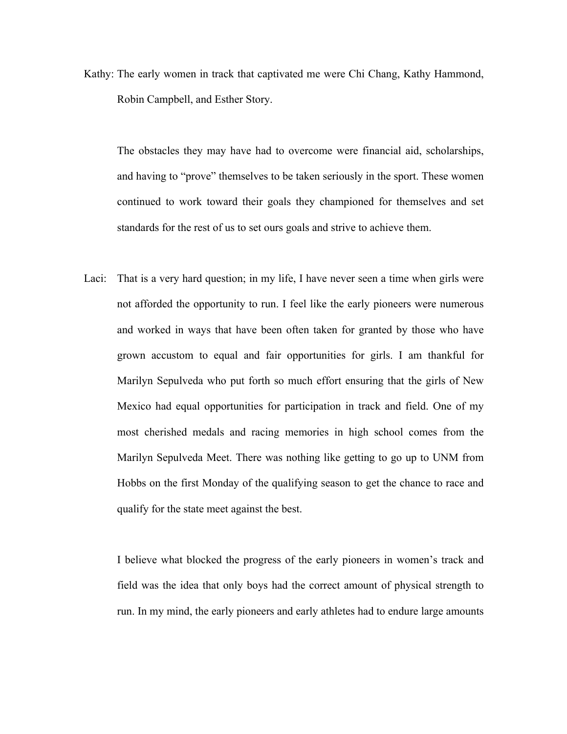Kathy: The early women in track that captivated me were Chi Chang, Kathy Hammond, Robin Campbell, and Esther Story.

The obstacles they may have had to overcome were financial aid, scholarships, and having to "prove" themselves to be taken seriously in the sport. These women continued to work toward their goals they championed for themselves and set standards for the rest of us to set ours goals and strive to achieve them.

Laci: That is a very hard question; in my life, I have never seen a time when girls were not afforded the opportunity to run. I feel like the early pioneers were numerous and worked in ways that have been often taken for granted by those who have grown accustom to equal and fair opportunities for girls. I am thankful for Marilyn Sepulveda who put forth so much effort ensuring that the girls of New Mexico had equal opportunities for participation in track and field. One of my most cherished medals and racing memories in high school comes from the Marilyn Sepulveda Meet. There was nothing like getting to go up to UNM from Hobbs on the first Monday of the qualifying season to get the chance to race and qualify for the state meet against the best.

I believe what blocked the progress of the early pioneers in women's track and field was the idea that only boys had the correct amount of physical strength to run. In my mind, the early pioneers and early athletes had to endure large amounts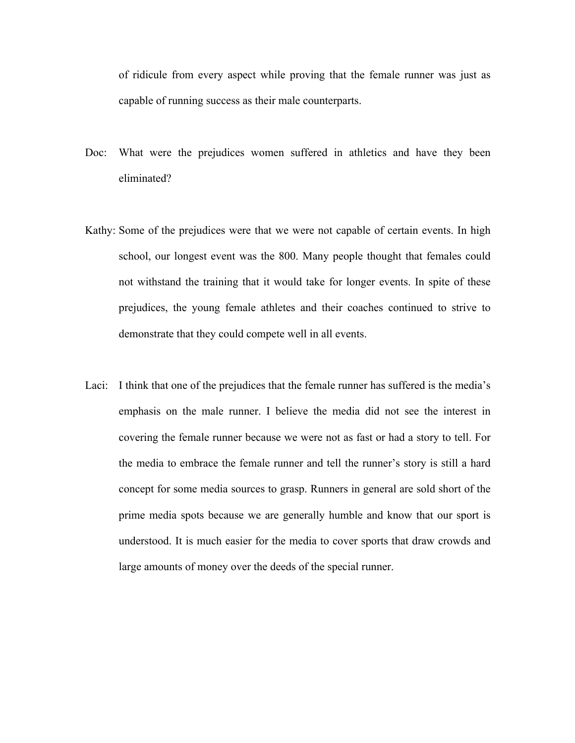of ridicule from every aspect while proving that the female runner was just as capable of running success as their male counterparts.

Doc: What were the prejudices women suffered in athletics and have they been eliminated?

Kathy: Some of the prejudices were that we were not capable of certain events. In high school, our longest event was the 800. Many people thought that females could not withstand the training that it would take for longer events. In spite of these prejudices, the young female athletes and their coaches continued to strive to demonstrate that they could compete well in all events.

Laci: I think that one of the prejudices that the female runner has suffered is the media's emphasis on the male runner. I believe the media did not see the interest in covering the female runner because we were not as fast or had a story to tell. For the media to embrace the female runner and tell the runner's story is still a hard concept for some media sources to grasp. Runners in general are sold short of the prime media spots because we are generally humble and know that our sport is understood. It is much easier for the media to cover sports that draw crowds and large amounts of money over the deeds of the special runner.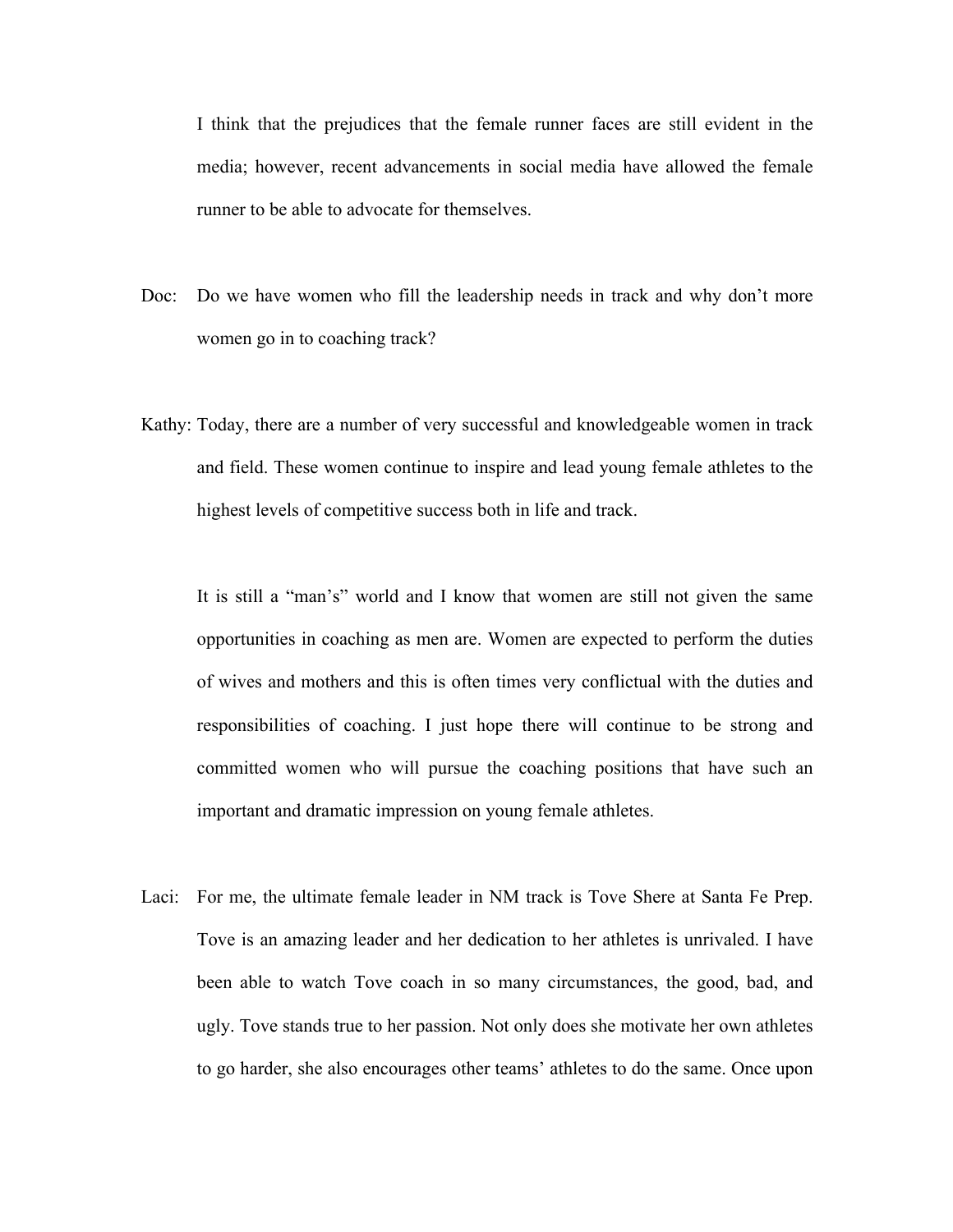I think that the prejudices that the female runner faces are still evident in the media; however, recent advancements in social media have allowed the female runner to be able to advocate for themselves.

Doc: Do we have women who fill the leadership needs in track and why don't more women go in to coaching track?

Kathy: Today, there are a number of very successful and knowledgeable women in track and field. These women continue to inspire and lead young female athletes to the highest levels of competitive success both in life and track.

It is still a "man's" world and I know that women are still not given the same opportunities in coaching as men are. Women are expected to perform the duties of wives and mothers and this is often times very conflictual with the duties and responsibilities of coaching. I just hope there will continue to be strong and committed women who will pursue the coaching positions that have such an important and dramatic impression on young female athletes.

Laci: For me, the ultimate female leader in NM track is Tove Shere at Santa Fe Prep. Tove is an amazing leader and her dedication to her athletes is unrivaled. I have been able to watch Tove coach in so many circumstances, the good, bad, and ugly. Tove stands true to her passion. Not only does she motivate her own athletes to go harder, she also encourages other teams' athletes to do the same. Once upon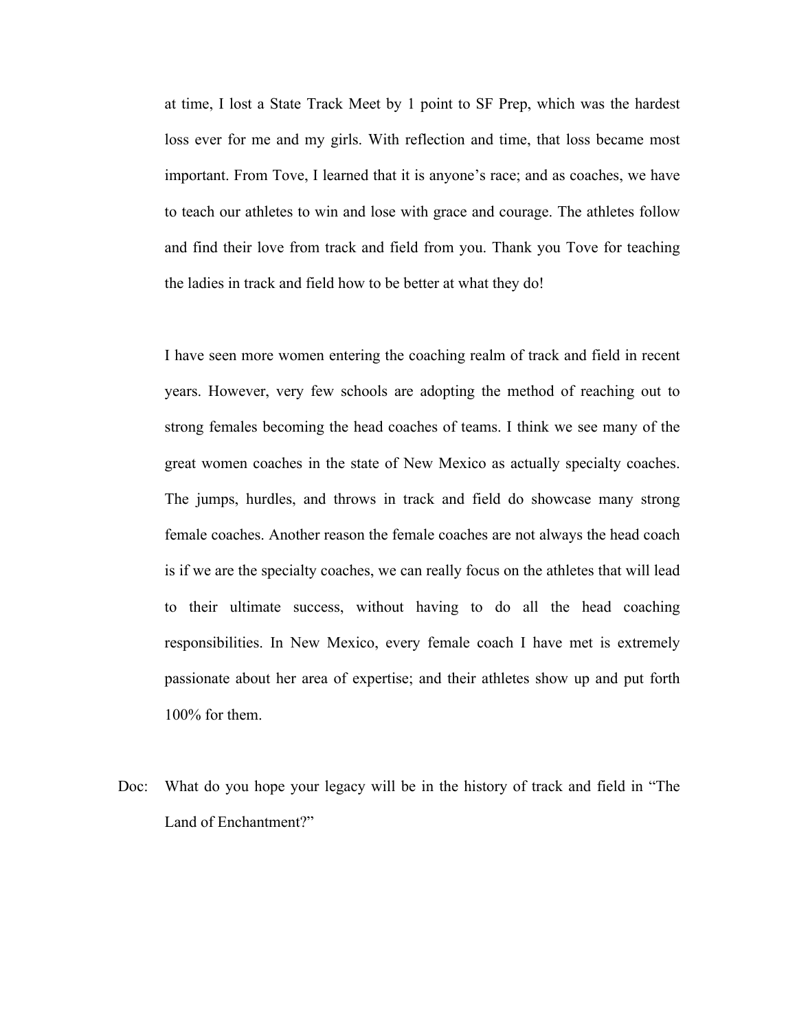at time, I lost a State Track Meet by 1 point to SF Prep, which was the hardest loss ever for me and my girls. With reflection and time, that loss became most important. From Tove, I learned that it is anyone's race; and as coaches, we have to teach our athletes to win and lose with grace and courage. The athletes follow and find their love from track and field from you. Thank you Tove for teaching the ladies in track and field how to be better at what they do!

I have seen more women entering the coaching realm of track and field in recent years. However, very few schools are adopting the method of reaching out to strong females becoming the head coaches of teams. I think we see many of the great women coaches in the state of New Mexico as actually specialty coaches. The jumps, hurdles, and throws in track and field do showcase many strong female coaches. Another reason the female coaches are not always the head coach is if we are the specialty coaches, we can really focus on the athletes that will lead to their ultimate success, without having to do all the head coaching responsibilities. In New Mexico, every female coach I have met is extremely passionate about her area of expertise; and their athletes show up and put forth 100% for them.

Doc: What do you hope your legacy will be in the history of track and field in "The Land of Enchantment?"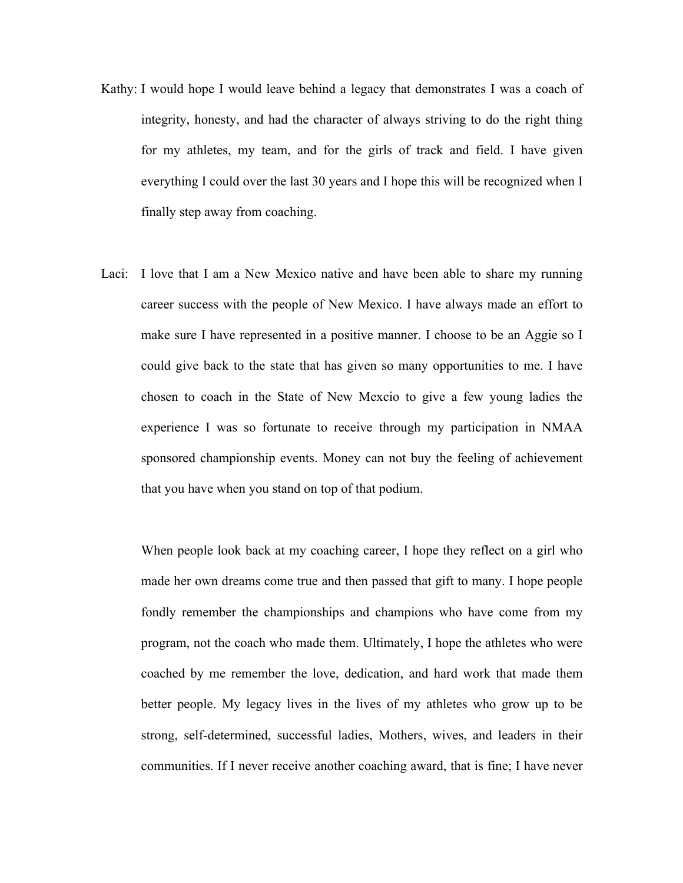Kathy: I would hope I would leave behind a legacy that demonstrates I was a coach of integrity, honesty, and had the character of always striving to do the right thing for my athletes, my team, and for the girls of track and field. I have given everything I could over the last 30 years and I hope this will be recognized when I finally step away from coaching.

Laci: I love that I am a New Mexico native and have been able to share my running career success with the people of New Mexico. I have always made an effort to make sure I have represented in a positive manner. I choose to be an Aggie so I could give back to the state that has given so many opportunities to me. I have chosen to coach in the State of New Mexcio to give a few young ladies the experience I was so fortunate to receive through my participation in NMAA sponsored championship events. Money can not buy the feeling of achievement that you have when you stand on top of that podium.

When people look back at my coaching career, I hope they reflect on a girl who made her own dreams come true and then passed that gift to many. I hope people fondly remember the championships and champions who have come from my program, not the coach who made them. Ultimately, I hope the athletes who were coached by me remember the love, dedication, and hard work that made them better people. My legacy lives in the lives of my athletes who grow up to be strong, self-determined, successful ladies, Mothers, wives, and leaders in their communities. If I never receive another coaching award, that is fine; I have never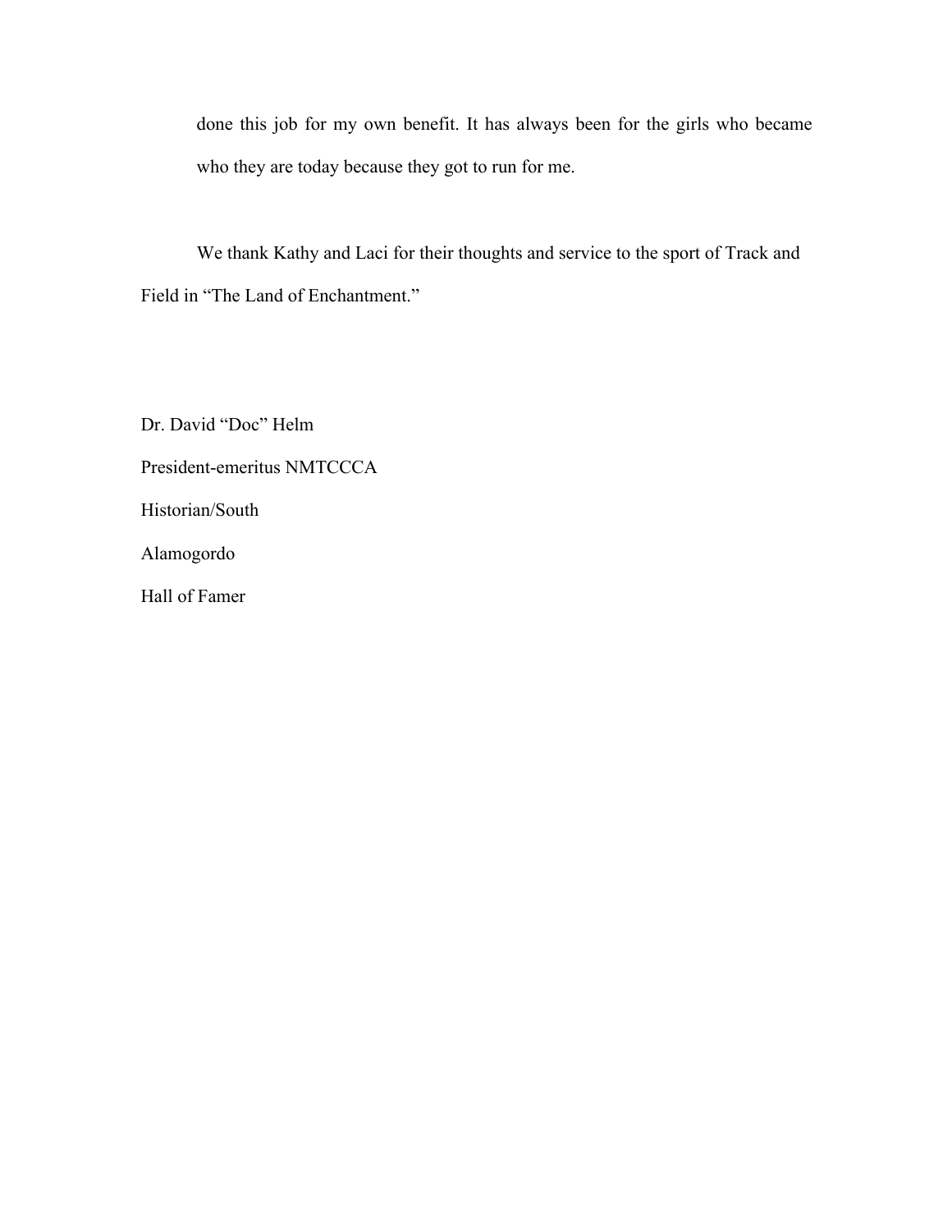> done this job for my own benefit. It has always been for the girls who became who they are today because they got to run for me.

We thank Kathy and Laci for their thoughts and service to the sport of Track and Field in "The Land of Enchantment."

Dr. David "Doc" Helm

President-emeritus NMTCCCA

Historian/South

Alamogordo

Hall of Famer